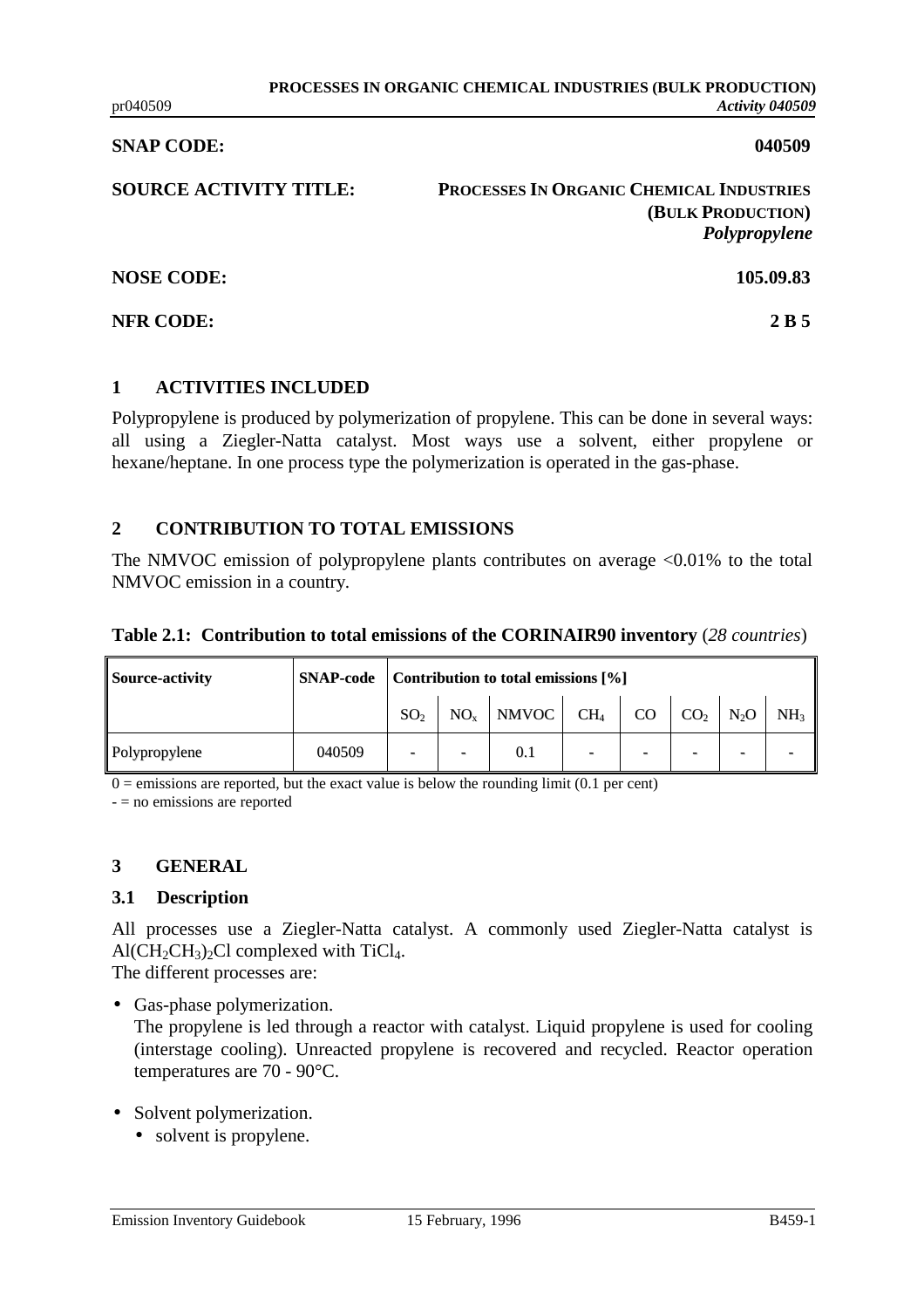**SNAP CODE:** 040509

**SOURCE ACTIVITY TITLE:** PROCESSES IN ORGANIC CHEMICAL INDUSTRIES (BULK PRODUCTION)
*Polypropylene*

**NOSE CODE:** 105.09.83

**NFR CODE:** 2 B 5

## 1 ACTIVITIES INCLUDED

Polypropylene is produced by polymerization of propylene. This can be done in several ways: all using a Ziegler-Natta catalyst. Most ways use a solvent, either propylene or hexane/heptane. In one process type the polymerization is operated in the gas-phase.

## 2 CONTRIBUTION TO TOTAL EMISSIONS

The NMVOC emission of polypropylene plants contributes on average <0.01% to the total NMVOC emission in a country.

**Table 2.1: Contribution to total emissions of the CORINAIR90 inventory** (*28 countries*)

| Source-activity | SNAP-code | Contribution to total emissions [%] | | | | | | | |
|---|---|---|---|---|---|---|---|---|---|
| | | $SO_2$ | $NO_x$ | NMVOC | $CH_4$ | CO | $CO_2$ | $N_2O$ | $NH_3$ |
| Polypropylene | 040509 | - | - | 0.1 | - | - | - | - | - |

0 = emissions are reported, but the exact value is below the rounding limit (0.1 per cent)

- = no emissions are reported

## 3 GENERAL

### 3.1 Description

All processes use a Ziegler-Natta catalyst. A commonly used Ziegler-Natta catalyst is $Al(CH_2CH_3)_2Cl$ complexed with $TiCl_4$.

The different processes are:

- Gas-phase polymerization.
  The propylene is led through a reactor with catalyst. Liquid propylene is used for cooling (interstage cooling). Unreacted propylene is recovered and recycled. Reactor operation temperatures are 70 - 90°C.

- Solvent polymerization.
  - solvent is propylene.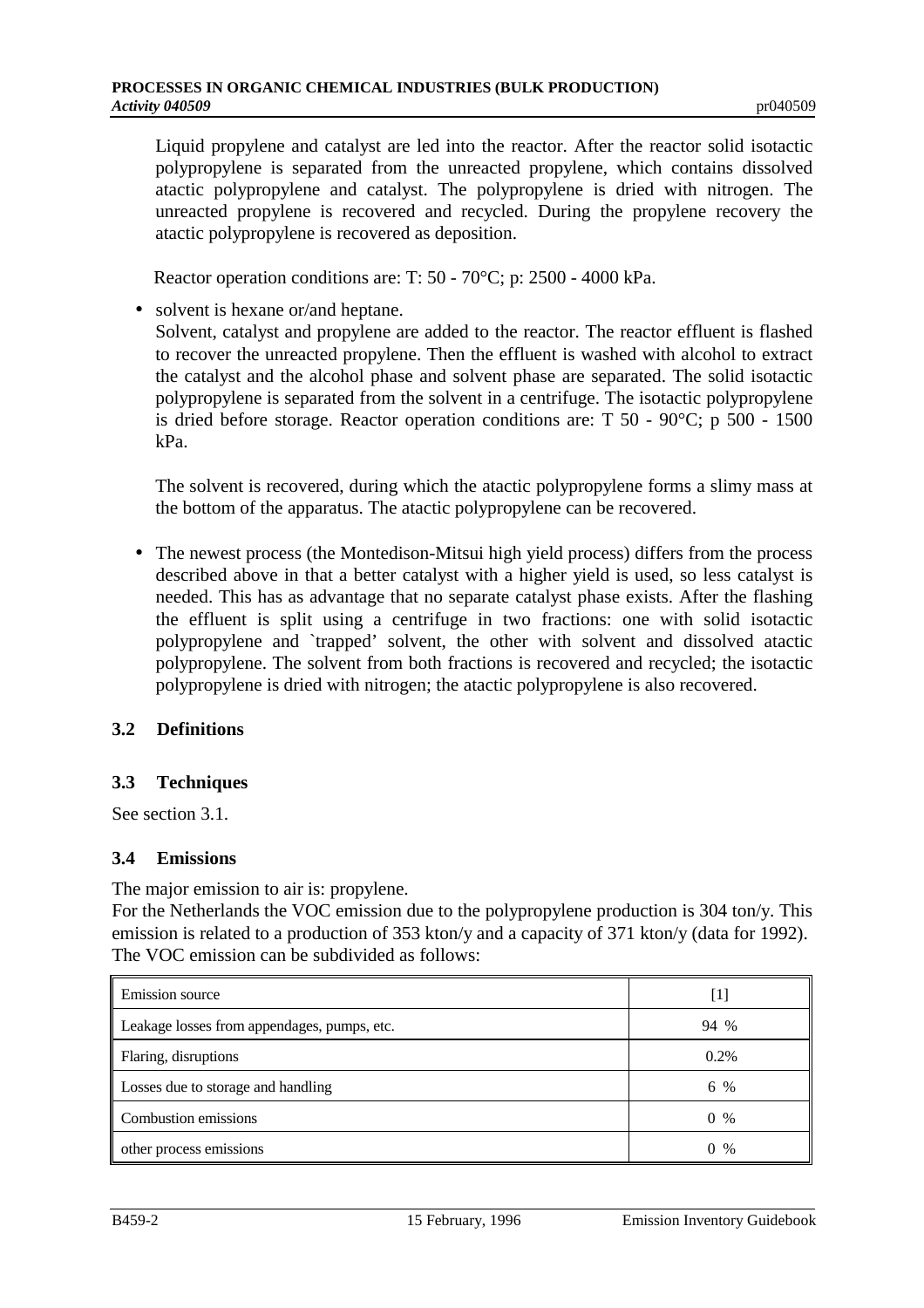Liquid propylene and catalyst are led into the reactor. After the reactor solid isotactic polypropylene is separated from the unreacted propylene, which contains dissolved atactic polypropylene and catalyst. The polypropylene is dried with nitrogen. The unreacted propylene is recovered and recycled. During the propylene recovery the atactic polypropylene is recovered as deposition.

Reactor operation conditions are: T: 50 - 70°C; p: 2500 - 4000 kPa.

- solvent is hexane or/and heptane.

  Solvent, catalyst and propylene are added to the reactor. The reactor effluent is flashed to recover the unreacted propylene. Then the effluent is washed with alcohol to extract the catalyst and the alcohol phase and solvent phase are separated. The solid isotactic polypropylene is separated from the solvent in a centrifuge. The isotactic polypropylene is dried before storage. Reactor operation conditions are: T 50 - 90°C; p 500 - 1500 kPa.

  The solvent is recovered, during which the atactic polypropylene forms a slimy mass at the bottom of the apparatus. The atactic polypropylene can be recovered.

- The newest process (the Montedison-Mitsui high yield process) differs from the process described above in that a better catalyst with a higher yield is used, so less catalyst is needed. This has as advantage that no separate catalyst phase exists. After the flashing the effluent is split using a centrifuge in two fractions: one with solid isotactic polypropylene and `trapped' solvent, the other with solvent and dissolved atactic polypropylene. The solvent from both fractions is recovered and recycled; the isotactic polypropylene is dried with nitrogen; the atactic polypropylene is also recovered.

## 3.2 Definitions

## 3.3 Techniques

See section 3.1.

## 3.4 Emissions

The major emission to air is: propylene.

For the Netherlands the VOC emission due to the polypropylene production is 304 ton/y. This emission is related to a production of 353 kton/y and a capacity of 371 kton/y (data for 1992). The VOC emission can be subdivided as follows:

| Emission source | [1] |
|---|---|
| Leakage losses from appendages, pumps, etc. | 94 % |
| Flaring, disruptions | 0.2% |
| Losses due to storage and handling | 6 % |
| Combustion emissions | 0 % |
| other process emissions | 0 % |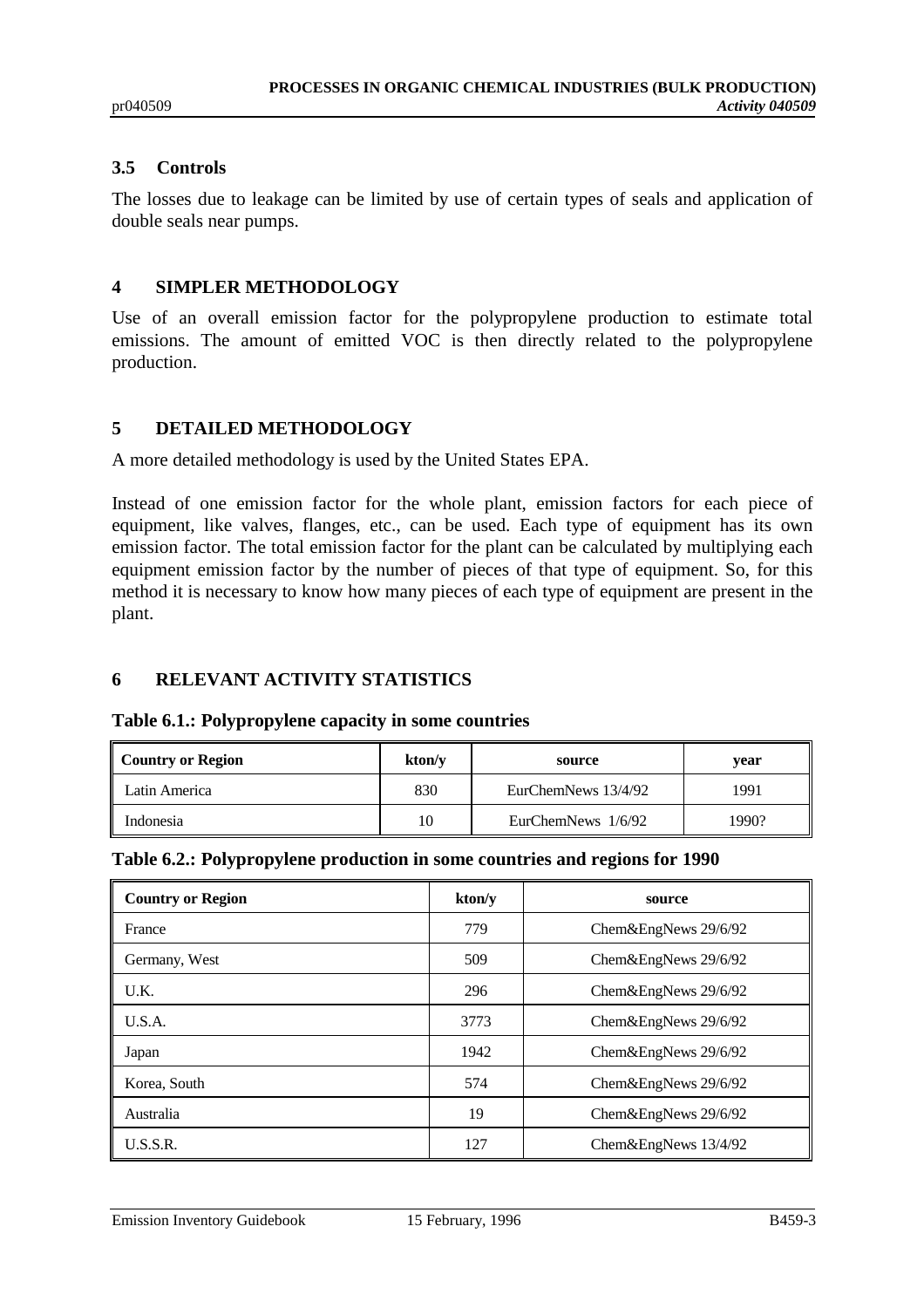## 3.5 Controls

The losses due to leakage can be limited by use of certain types of seals and application of double seals near pumps.

# 4 SIMPLER METHODOLOGY

Use of an overall emission factor for the polypropylene production to estimate total emissions. The amount of emitted VOC is then directly related to the polypropylene production.

# 5 DETAILED METHODOLOGY

A more detailed methodology is used by the United States EPA.

Instead of one emission factor for the whole plant, emission factors for each piece of equipment, like valves, flanges, etc., can be used. Each type of equipment has its own emission factor. The total emission factor for the plant can be calculated by multiplying each equipment emission factor by the number of pieces of that type of equipment. So, for this method it is necessary to know how many pieces of each type of equipment are present in the plant.

# 6 RELEVANT ACTIVITY STATISTICS

**Table 6.1.: Polypropylene capacity in some countries**

| Country or Region | kton/y | source | year |
|---|---|---|---|
| Latin America | 830 | EurChemNews 13/4/92 | 1991 |
| Indonesia | 10 | EurChemNews 1/6/92 | 1990? |

**Table 6.2.: Polypropylene production in some countries and regions for 1990**

| Country or Region | kton/y | source |
|---|---|---|
| France | 779 | Chem&EngNews 29/6/92 |
| Germany, West | 509 | Chem&EngNews 29/6/92 |
| U.K. | 296 | Chem&EngNews 29/6/92 |
| U.S.A. | 3773 | Chem&EngNews 29/6/92 |
| Japan | 1942 | Chem&EngNews 29/6/92 |
| Korea, South | 574 | Chem&EngNews 29/6/92 |
| Australia | 19 | Chem&EngNews 29/6/92 |
| U.S.S.R. | 127 | Chem&EngNews 13/4/92 |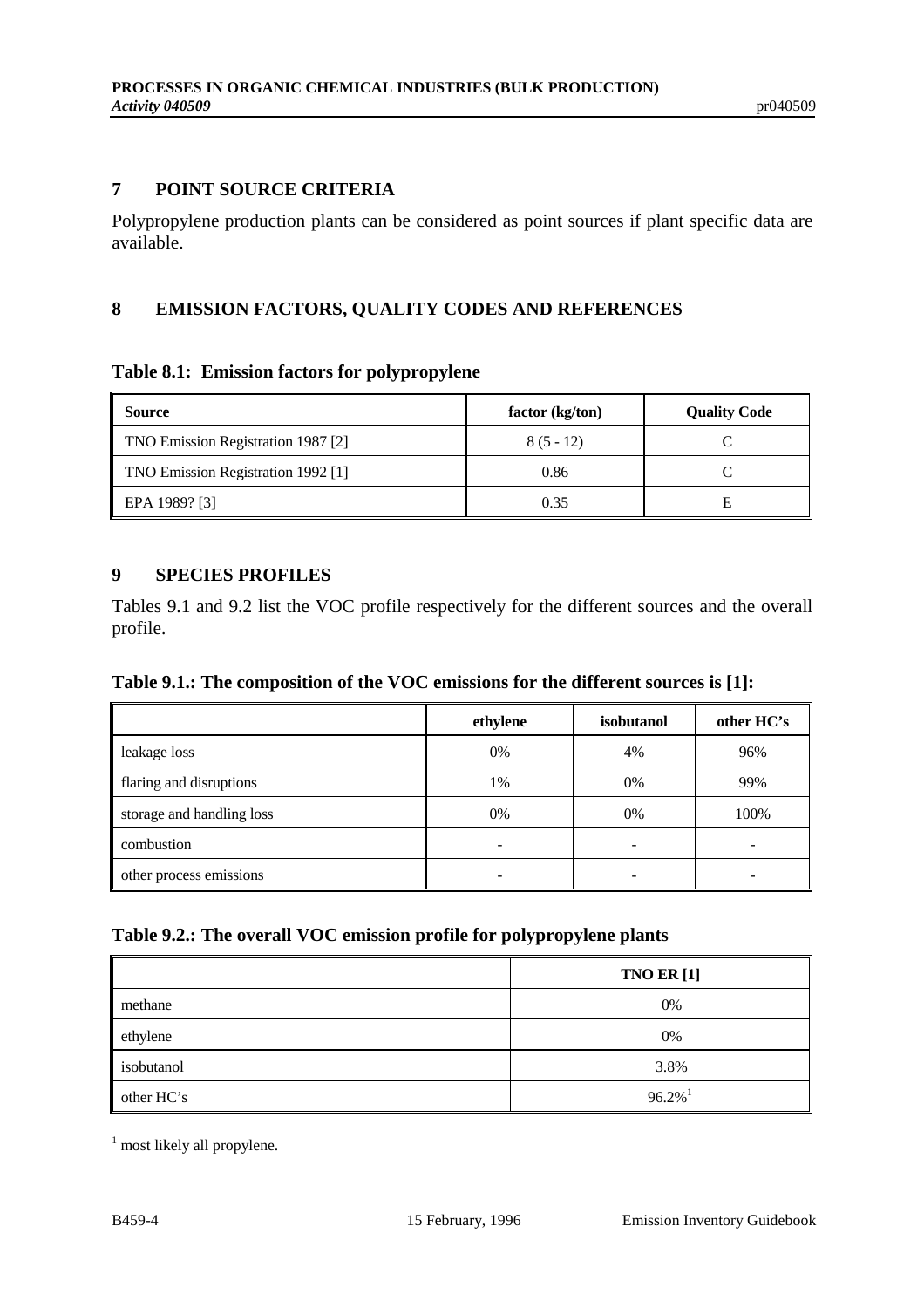## 7 POINT SOURCE CRITERIA

Polypropylene production plants can be considered as point sources if plant specific data are available.

## 8 EMISSION FACTORS, QUALITY CODES AND REFERENCES

**Table 8.1: Emission factors for polypropylene**

| Source | factor (kg/ton) | Quality Code |
|---|---|---|
| TNO Emission Registration 1987 [2] | 8 (5 - 12) | C |
| TNO Emission Registration 1992 [1] | 0.86 | C |
| EPA 1989? [3] | 0.35 | E |

## 9 SPECIES PROFILES

Tables 9.1 and 9.2 list the VOC profile respectively for the different sources and the overall profile.

**Table 9.1.: The composition of the VOC emissions for the different sources is [1]:**

| | ethylene | isobutanol | other HC's |
|---|---|---|---|
| leakage loss | 0% | 4% | 96% |
| flaring and disruptions | 1% | 0% | 99% |
| storage and handling loss | 0% | 0% | 100% |
| combustion | - | - | - |
| other process emissions | - | - | - |

**Table 9.2.: The overall VOC emission profile for polypropylene plants**

| | TNO ER [1] |
|---|---|
| methane | 0% |
| ethylene | 0% |
| isobutanol | 3.8% |
| other HC's | 96.2% [1] |

[1] most likely all propylene.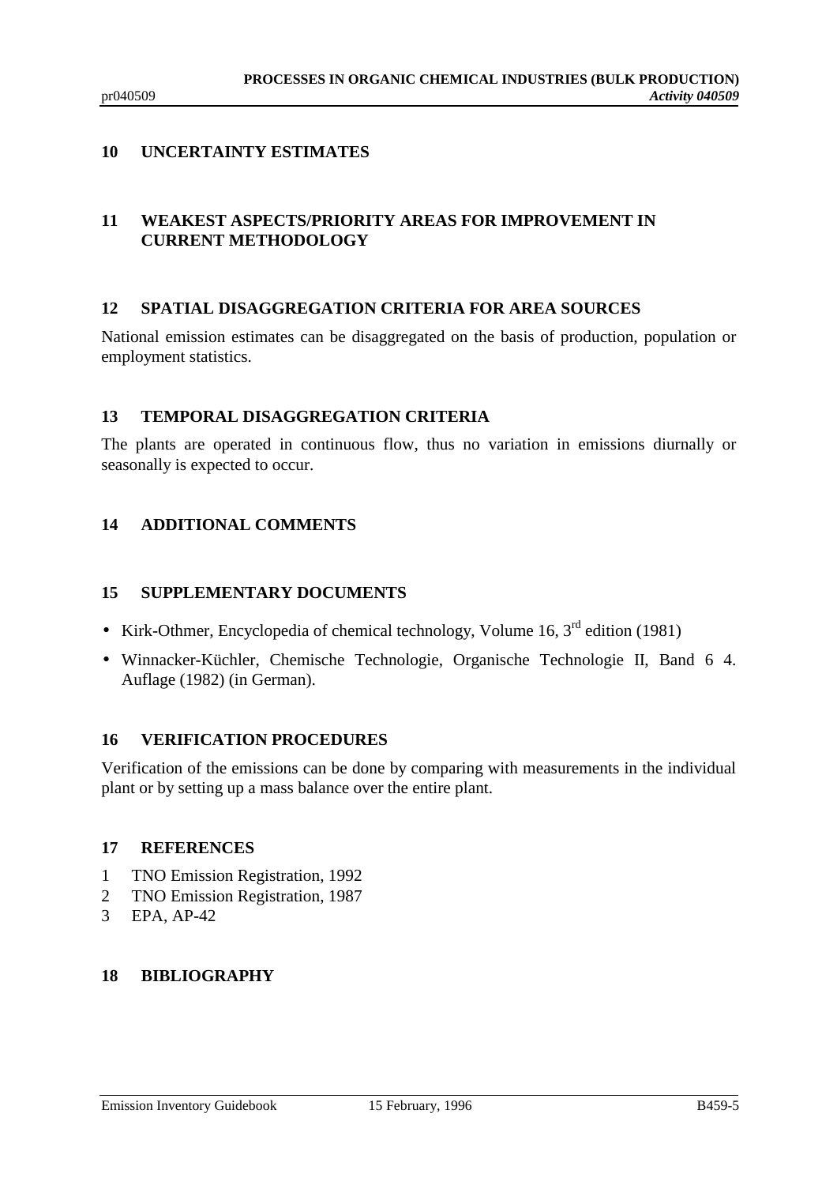## 10 UNCERTAINTY ESTIMATES

## 11 WEAKEST ASPECTS/PRIORITY AREAS FOR IMPROVEMENT IN CURRENT METHODOLOGY

## 12 SPATIAL DISAGGREGATION CRITERIA FOR AREA SOURCES

National emission estimates can be disaggregated on the basis of production, population or employment statistics.

## 13 TEMPORAL DISAGGREGATION CRITERIA

The plants are operated in continuous flow, thus no variation in emissions diurnally or seasonally is expected to occur.

## 14 ADDITIONAL COMMENTS

## 15 SUPPLEMENTARY DOCUMENTS

- Kirk-Othmer, Encyclopedia of chemical technology, Volume 16, 3rd edition (1981)
- Winnacker-Küchler, Chemische Technologie, Organische Technologie II, Band 6 4. Auflage (1982) (in German).

## 16 VERIFICATION PROCEDURES

Verification of the emissions can be done by comparing with measurements in the individual plant or by setting up a mass balance over the entire plant.

## 17 REFERENCES

1. TNO Emission Registration, 1992
2. TNO Emission Registration, 1987
3. EPA, AP-42

## 18 BIBLIOGRAPHY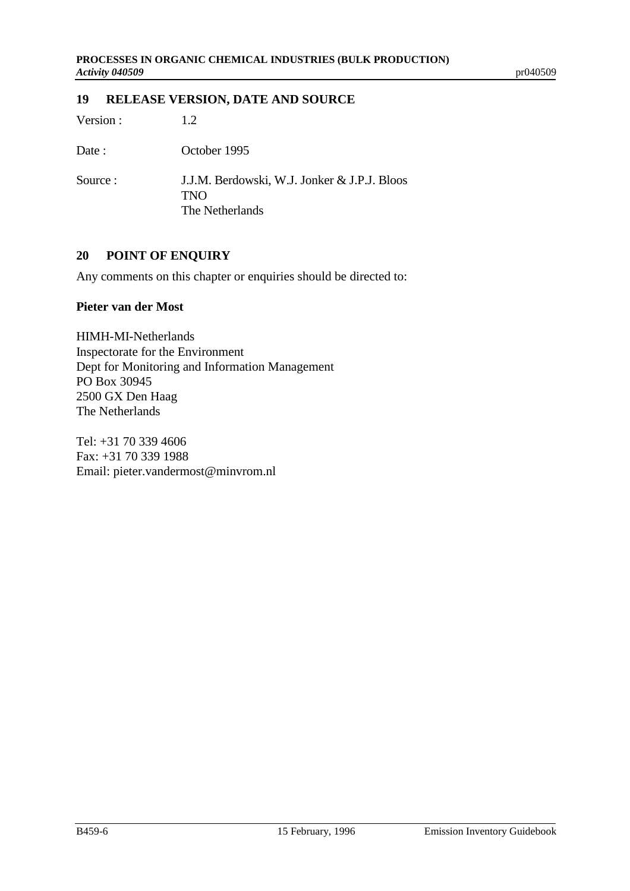## 19 RELEASE VERSION, DATE AND SOURCE

Version : 1.2

Date : October 1995

Source : J.J.M. Berdowski, W.J. Jonker & J.P.J. Bloos
TNO
The Netherlands

## 20 POINT OF ENQUIRY

Any comments on this chapter or enquiries should be directed to:

**Pieter van der Most**

HIMH-MI-Netherlands
Inspectorate for the Environment
Dept for Monitoring and Information Management
PO Box 30945
2500 GX Den Haag
The Netherlands

Tel: +31 70 339 4606
Fax: +31 70 339 1988
Email: pieter.vandermost@minvrom.nl